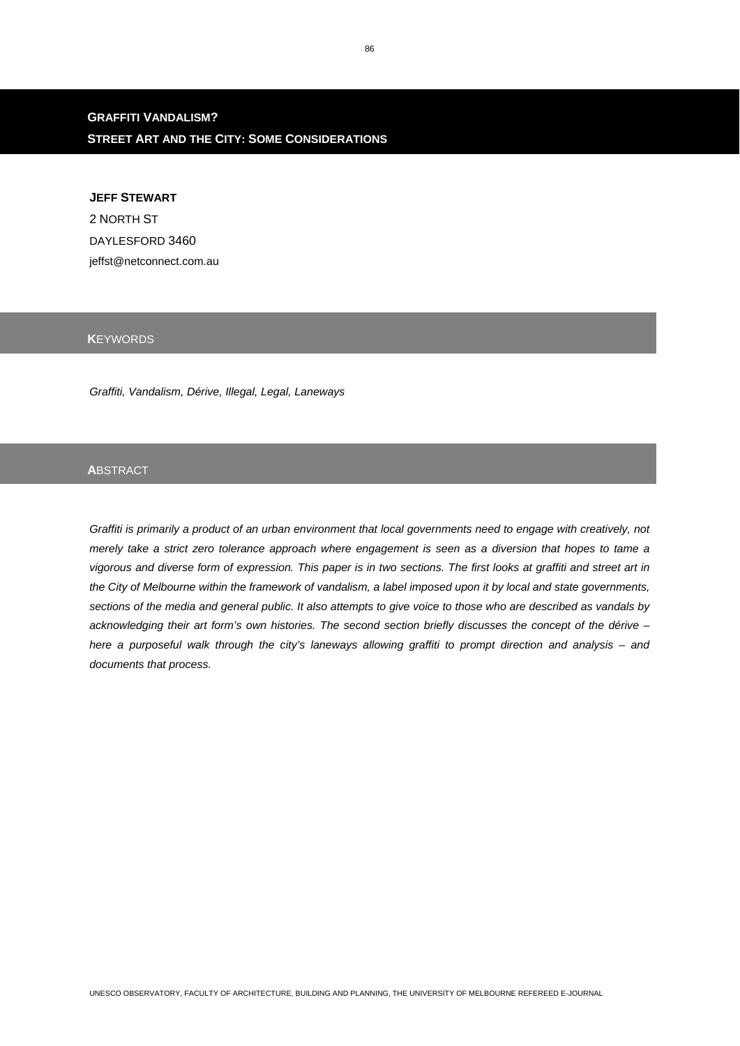# GRAFFITI VANDALISM?
## STREET ART AND THE CITY: SOME CONSIDERATIONS

**JEFF STEWART**

2 NORTH ST

DAYLESFORD 3460

jeffst@netconnect.com.au

### KEYWORDS

*Graffiti, Vandalism, Dérive, Illegal, Legal, Laneways*

### ABSTRACT

*Graffiti is primarily a product of an urban environment that local governments need to engage with creatively, not merely take a strict zero tolerance approach where engagement is seen as a diversion that hopes to tame a vigorous and diverse form of expression. This paper is in two sections. The first looks at graffiti and street art in the City of Melbourne within the framework of vandalism, a label imposed upon it by local and state governments, sections of the media and general public. It also attempts to give voice to those who are described as vandals by acknowledging their art form's own histories. The second section briefly discusses the concept of the dérive – here a purposeful walk through the city's laneways allowing graffiti to prompt direction and analysis – and documents that process.*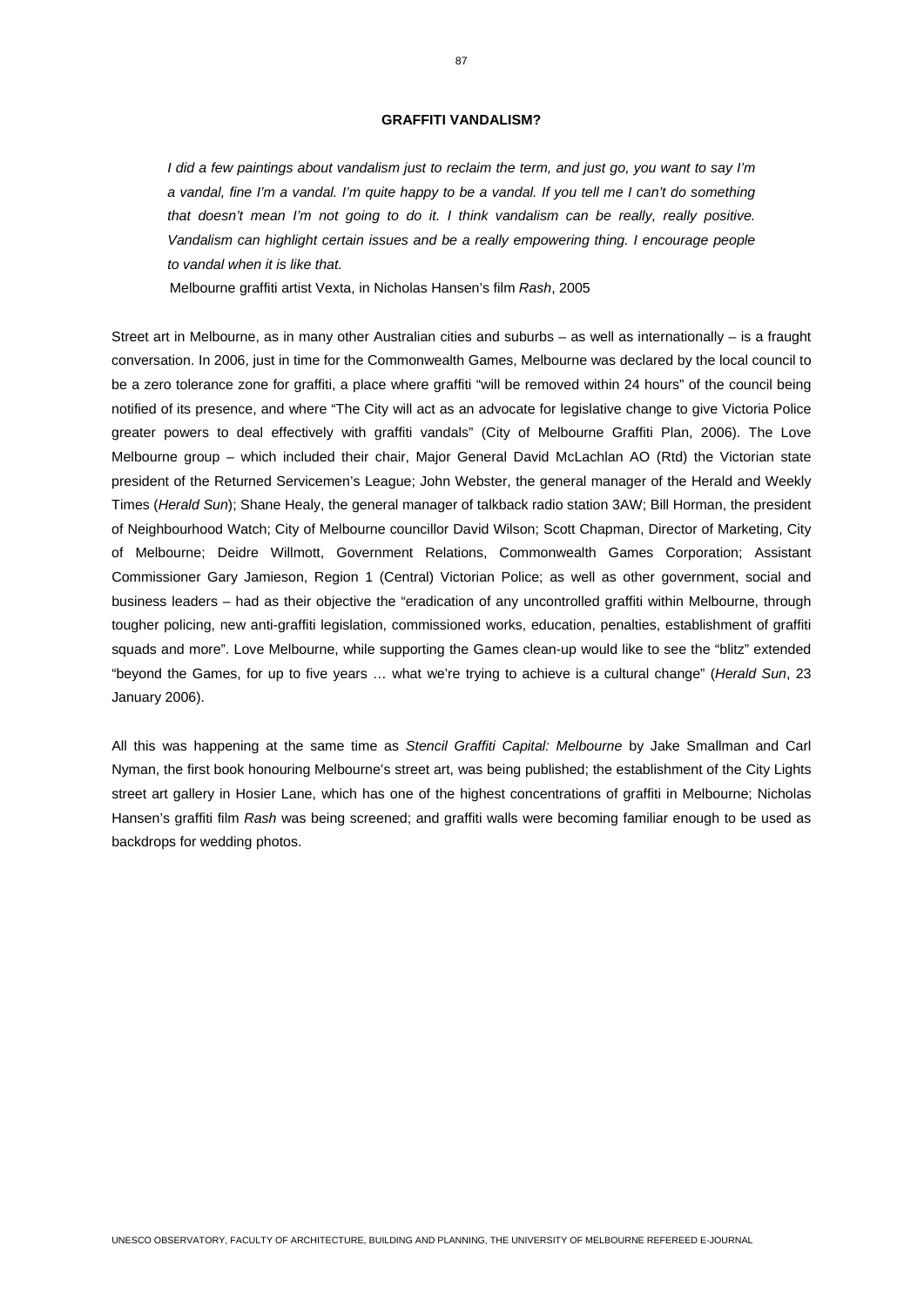## GRAFFITI VANDALISM?

> *I did a few paintings about vandalism just to reclaim the term, and just go, you want to say I'm a vandal, fine I'm a vandal. I'm quite happy to be a vandal. If you tell me I can't do something that doesn't mean I'm not going to do it. I think vandalism can be really, really positive. Vandalism can highlight certain issues and be a really empowering thing. I encourage people to vandal when it is like that.*
>
> Melbourne graffiti artist Vexta, in Nicholas Hansen's film *Rash*, 2005

Street art in Melbourne, as in many other Australian cities and suburbs – as well as internationally – is a fraught conversation. In 2006, just in time for the Commonwealth Games, Melbourne was declared by the local council to be a zero tolerance zone for graffiti, a place where graffiti "will be removed within 24 hours" of the council being notified of its presence, and where "The City will act as an advocate for legislative change to give Victoria Police greater powers to deal effectively with graffiti vandals" (City of Melbourne Graffiti Plan, 2006). The Love Melbourne group – which included their chair, Major General David McLachlan AO (Rtd) the Victorian state president of the Returned Servicemen's League; John Webster, the general manager of the Herald and Weekly Times (*Herald Sun*); Shane Healy, the general manager of talkback radio station 3AW; Bill Horman, the president of Neighbourhood Watch; City of Melbourne councillor David Wilson; Scott Chapman, Director of Marketing, City of Melbourne; Deidre Willmott, Government Relations, Commonwealth Games Corporation; Assistant Commissioner Gary Jamieson, Region 1 (Central) Victorian Police; as well as other government, social and business leaders – had as their objective the "eradication of any uncontrolled graffiti within Melbourne, through tougher policing, new anti-graffiti legislation, commissioned works, education, penalties, establishment of graffiti squads and more". Love Melbourne, while supporting the Games clean-up would like to see the "blitz" extended "beyond the Games, for up to five years … what we're trying to achieve is a cultural change" (*Herald Sun*, 23 January 2006).

All this was happening at the same time as *Stencil Graffiti Capital: Melbourne* by Jake Smallman and Carl Nyman, the first book honouring Melbourne's street art, was being published; the establishment of the City Lights street art gallery in Hosier Lane, which has one of the highest concentrations of graffiti in Melbourne; Nicholas Hansen's graffiti film *Rash* was being screened; and graffiti walls were becoming familiar enough to be used as backdrops for wedding photos.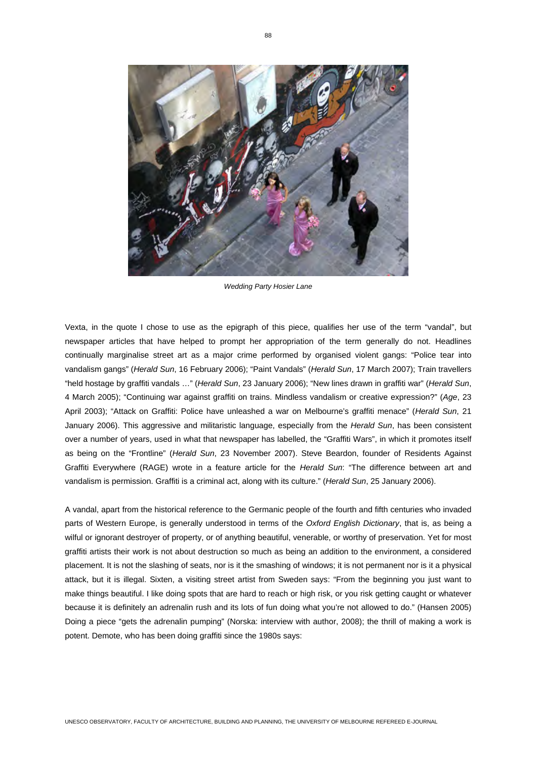*Wedding Party Hosier Lane*

Vexta, in the quote I chose to use as the epigraph of this piece, qualifies her use of the term "vandal", but newspaper articles that have helped to prompt her appropriation of the term generally do not. Headlines continually marginalise street art as a major crime performed by organised violent gangs: "Police tear into vandalism gangs" (*Herald Sun*, 16 February 2006); "Paint Vandals" (*Herald Sun*, 17 March 2007); Train travellers "held hostage by graffiti vandals …" (*Herald Sun*, 23 January 2006); "New lines drawn in graffiti war" (*Herald Sun*, 4 March 2005); "Continuing war against graffiti on trains. Mindless vandalism or creative expression?" (*Age*, 23 April 2003); "Attack on Graffiti: Police have unleashed a war on Melbourne's graffiti menace" (*Herald Sun*, 21 January 2006). This aggressive and militaristic language, especially from the *Herald Sun*, has been consistent over a number of years, used in what that newspaper has labelled, the "Graffiti Wars", in which it promotes itself as being on the "Frontline" (*Herald Sun*, 23 November 2007). Steve Beardon, founder of Residents Against Graffiti Everywhere (RAGE) wrote in a feature article for the *Herald Sun*: "The difference between art and vandalism is permission. Graffiti is a criminal act, along with its culture." (*Herald Sun*, 25 January 2006).

A vandal, apart from the historical reference to the Germanic people of the fourth and fifth centuries who invaded parts of Western Europe, is generally understood in terms of the *Oxford English Dictionary*, that is, as being a wilful or ignorant destroyer of property, or of anything beautiful, venerable, or worthy of preservation. Yet for most graffiti artists their work is not about destruction so much as being an addition to the environment, a considered placement. It is not the slashing of seats, nor is it the smashing of windows; it is not permanent nor is it a physical attack, but it is illegal. Sixten, a visiting street artist from Sweden says: "From the beginning you just want to make things beautiful. I like doing spots that are hard to reach or high risk, or you risk getting caught or whatever because it is definitely an adrenalin rush and its lots of fun doing what you're not allowed to do." (Hansen 2005) Doing a piece "gets the adrenalin pumping" (Norska: interview with author, 2008); the thrill of making a work is potent. Demote, who has been doing graffiti since the 1980s says: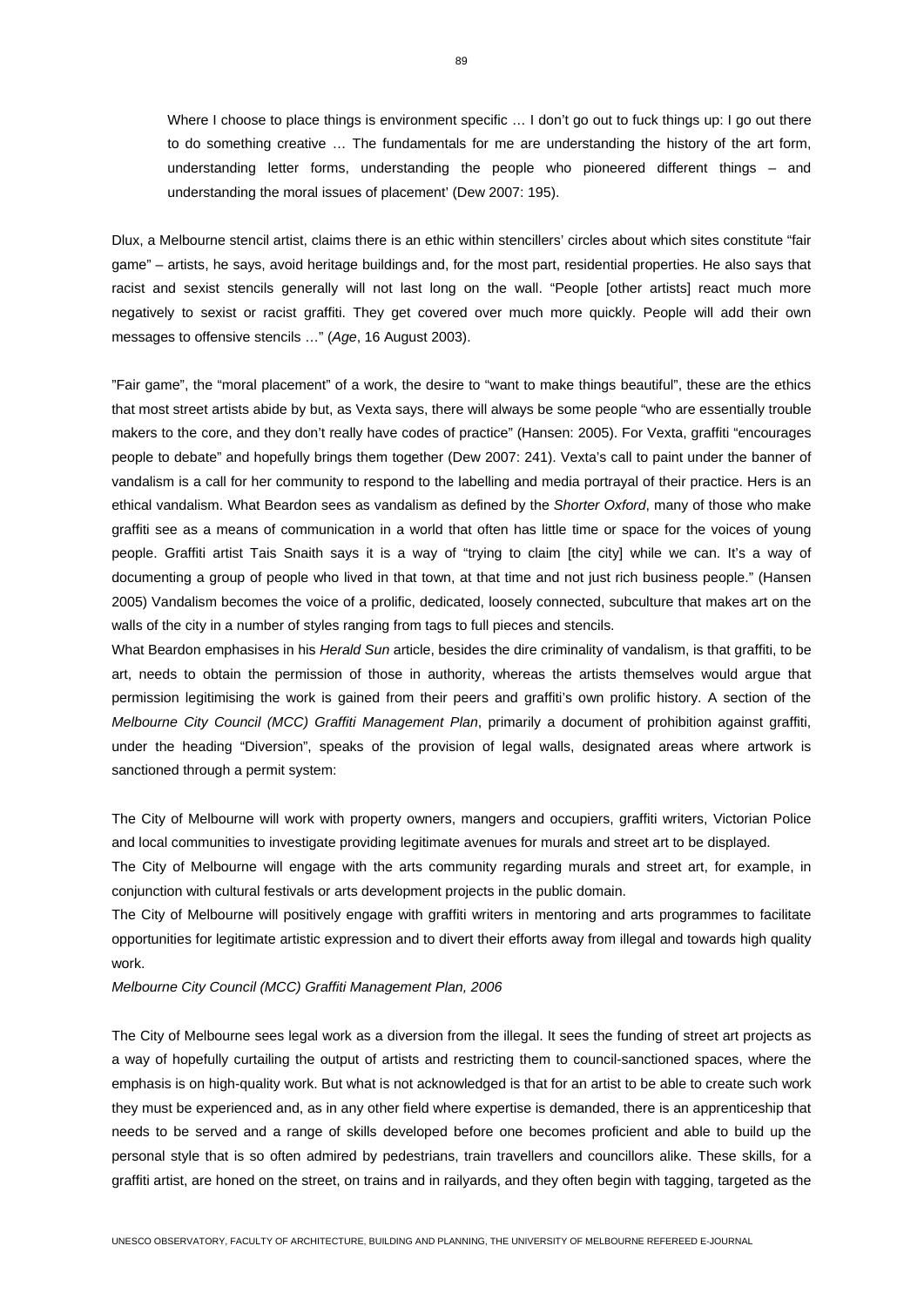> Where I choose to place things is environment specific … I don't go out to fuck things up: I go out there to do something creative … The fundamentals for me are understanding the history of the art form, understanding letter forms, understanding the people who pioneered different things – and understanding the moral issues of placement' (Dew 2007: 195).

Dlux, a Melbourne stencil artist, claims there is an ethic within stencillers' circles about which sites constitute "fair game" – artists, he says, avoid heritage buildings and, for the most part, residential properties. He also says that racist and sexist stencils generally will not last long on the wall. "People [other artists] react much more negatively to sexist or racist graffiti. They get covered over much more quickly. People will add their own messages to offensive stencils …" (*Age*, 16 August 2003).

"Fair game", the "moral placement" of a work, the desire to "want to make things beautiful", these are the ethics that most street artists abide by but, as Vexta says, there will always be some people "who are essentially trouble makers to the core, and they don't really have codes of practice" (Hansen: 2005). For Vexta, graffiti "encourages people to debate" and hopefully brings them together (Dew 2007: 241). Vexta's call to paint under the banner of vandalism is a call for her community to respond to the labelling and media portrayal of their practice. Hers is an ethical vandalism. What Beardon sees as vandalism as defined by the *Shorter Oxford*, many of those who make graffiti see as a means of communication in a world that often has little time or space for the voices of young people. Graffiti artist Tais Snaith says it is a way of "trying to claim [the city] while we can. It's a way of documenting a group of people who lived in that town, at that time and not just rich business people." (Hansen 2005) Vandalism becomes the voice of a prolific, dedicated, loosely connected, subculture that makes art on the walls of the city in a number of styles ranging from tags to full pieces and stencils.

What Beardon emphasises in his *Herald Sun* article, besides the dire criminality of vandalism, is that graffiti, to be art, needs to obtain the permission of those in authority, whereas the artists themselves would argue that permission legitimising the work is gained from their peers and graffiti's own prolific history. A section of the *Melbourne City Council (MCC) Graffiti Management Plan*, primarily a document of prohibition against graffiti, under the heading "Diversion", speaks of the provision of legal walls, designated areas where artwork is sanctioned through a permit system:

The City of Melbourne will work with property owners, mangers and occupiers, graffiti writers, Victorian Police and local communities to investigate providing legitimate avenues for murals and street art to be displayed.

The City of Melbourne will engage with the arts community regarding murals and street art, for example, in conjunction with cultural festivals or arts development projects in the public domain.

The City of Melbourne will positively engage with graffiti writers in mentoring and arts programmes to facilitate opportunities for legitimate artistic expression and to divert their efforts away from illegal and towards high quality work.

*Melbourne City Council (MCC) Graffiti Management Plan, 2006*

The City of Melbourne sees legal work as a diversion from the illegal. It sees the funding of street art projects as a way of hopefully curtailing the output of artists and restricting them to council-sanctioned spaces, where the emphasis is on high-quality work. But what is not acknowledged is that for an artist to be able to create such work they must be experienced and, as in any other field where expertise is demanded, there is an apprenticeship that needs to be served and a range of skills developed before one becomes proficient and able to build up the personal style that is so often admired by pedestrians, train travellers and councillors alike. These skills, for a graffiti artist, are honed on the street, on trains and in railyards, and they often begin with tagging, targeted as the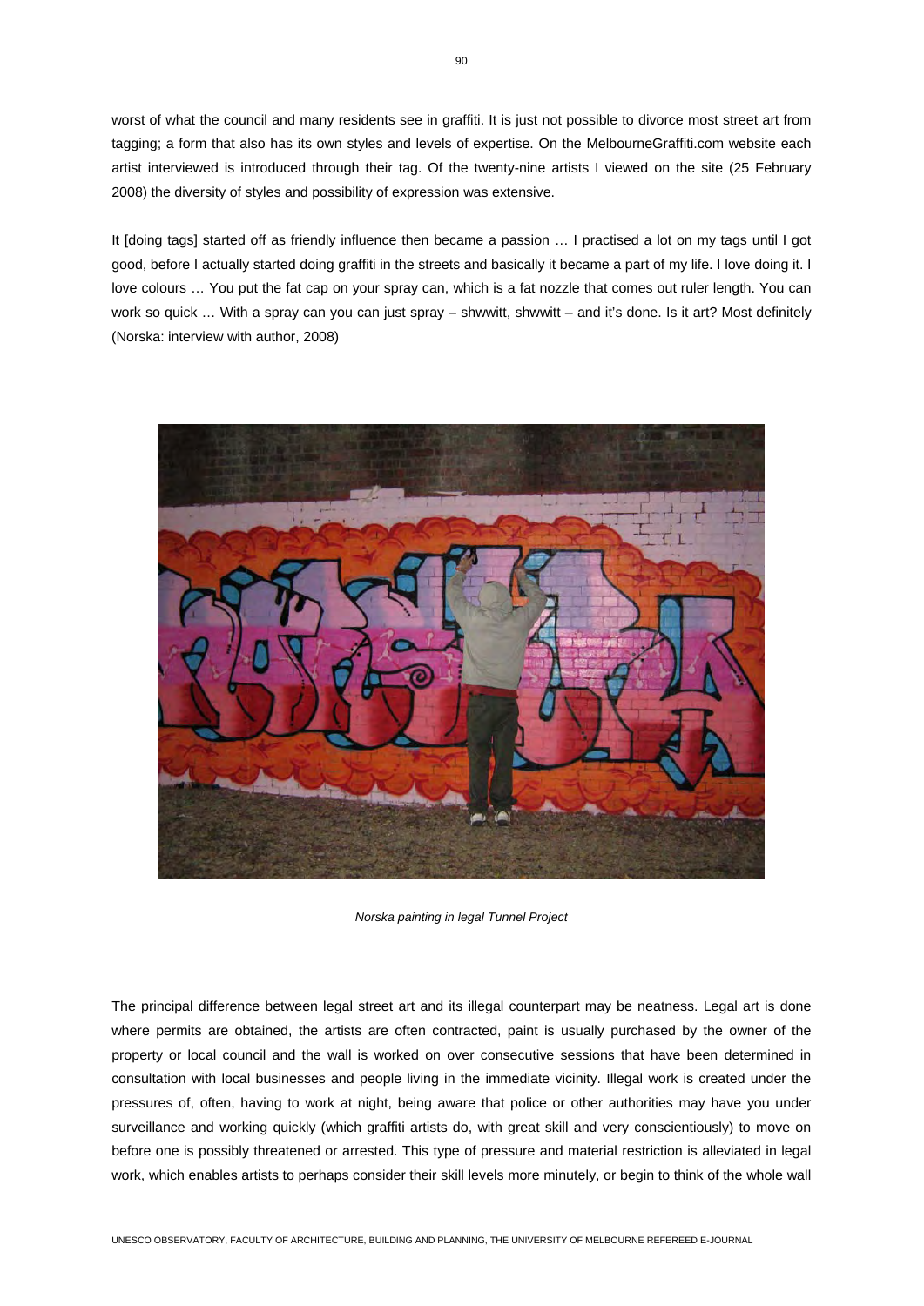worst of what the council and many residents see in graffiti. It is just not possible to divorce most street art from tagging; a form that also has its own styles and levels of expertise. On the MelbourneGraffiti.com website each artist interviewed is introduced through their tag. Of the twenty-nine artists I viewed on the site (25 February 2008) the diversity of styles and possibility of expression was extensive.

It [doing tags] started off as friendly influence then became a passion … I practised a lot on my tags until I got good, before I actually started doing graffiti in the streets and basically it became a part of my life. I love doing it. I love colours … You put the fat cap on your spray can, which is a fat nozzle that comes out ruler length. You can work so quick … With a spray can you can just spray – shwwitt, shwwitt – and it's done. Is it art? Most definitely (Norska: interview with author, 2008)

*Norska painting in legal Tunnel Project*

The principal difference between legal street art and its illegal counterpart may be neatness. Legal art is done where permits are obtained, the artists are often contracted, paint is usually purchased by the owner of the property or local council and the wall is worked on over consecutive sessions that have been determined in consultation with local businesses and people living in the immediate vicinity. Illegal work is created under the pressures of, often, having to work at night, being aware that police or other authorities may have you under surveillance and working quickly (which graffiti artists do, with great skill and very conscientiously) to move on before one is possibly threatened or arrested. This type of pressure and material restriction is alleviated in legal work, which enables artists to perhaps consider their skill levels more minutely, or begin to think of the whole wall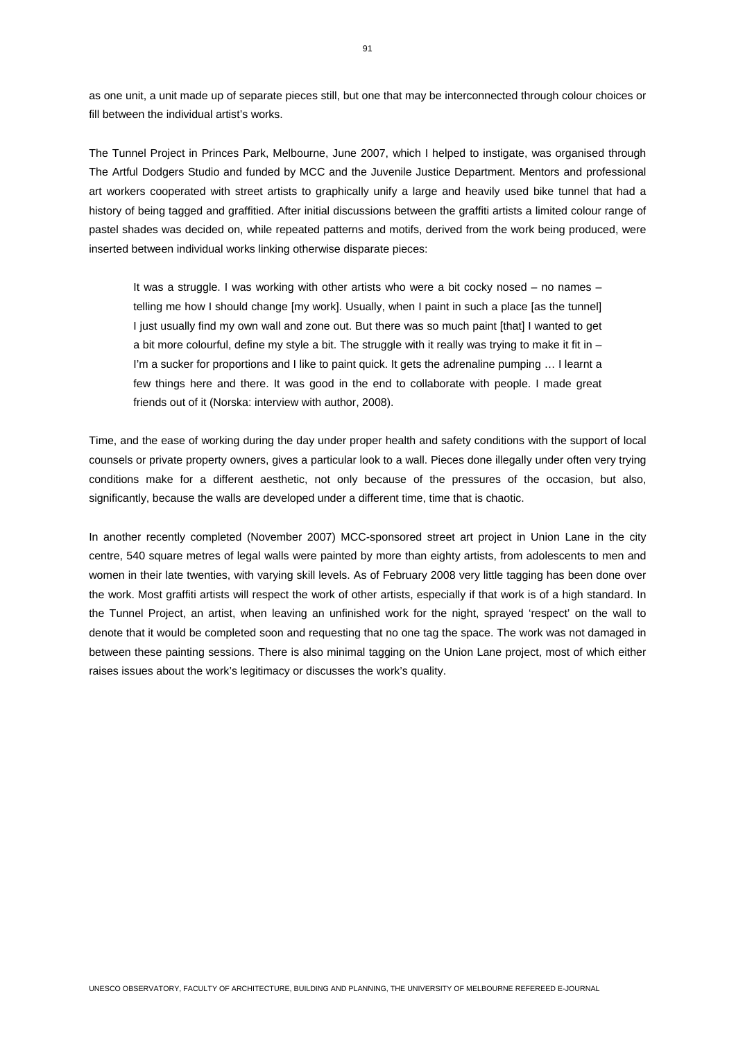as one unit, a unit made up of separate pieces still, but one that may be interconnected through colour choices or fill between the individual artist's works.

The Tunnel Project in Princes Park, Melbourne, June 2007, which I helped to instigate, was organised through The Artful Dodgers Studio and funded by MCC and the Juvenile Justice Department. Mentors and professional art workers cooperated with street artists to graphically unify a large and heavily used bike tunnel that had a history of being tagged and graffitied. After initial discussions between the graffiti artists a limited colour range of pastel shades was decided on, while repeated patterns and motifs, derived from the work being produced, were inserted between individual works linking otherwise disparate pieces:

> It was a struggle. I was working with other artists who were a bit cocky nosed – no names – telling me how I should change [my work]. Usually, when I paint in such a place [as the tunnel] I just usually find my own wall and zone out. But there was so much paint [that] I wanted to get a bit more colourful, define my style a bit. The struggle with it really was trying to make it fit in – I'm a sucker for proportions and I like to paint quick. It gets the adrenaline pumping … I learnt a few things here and there. It was good in the end to collaborate with people. I made great friends out of it (Norska: interview with author, 2008).

Time, and the ease of working during the day under proper health and safety conditions with the support of local counsels or private property owners, gives a particular look to a wall. Pieces done illegally under often very trying conditions make for a different aesthetic, not only because of the pressures of the occasion, but also, significantly, because the walls are developed under a different time, time that is chaotic.

In another recently completed (November 2007) MCC-sponsored street art project in Union Lane in the city centre, 540 square metres of legal walls were painted by more than eighty artists, from adolescents to men and women in their late twenties, with varying skill levels. As of February 2008 very little tagging has been done over the work. Most graffiti artists will respect the work of other artists, especially if that work is of a high standard. In the Tunnel Project, an artist, when leaving an unfinished work for the night, sprayed 'respect' on the wall to denote that it would be completed soon and requesting that no one tag the space. The work was not damaged in between these painting sessions. There is also minimal tagging on the Union Lane project, most of which either raises issues about the work's legitimacy or discusses the work's quality.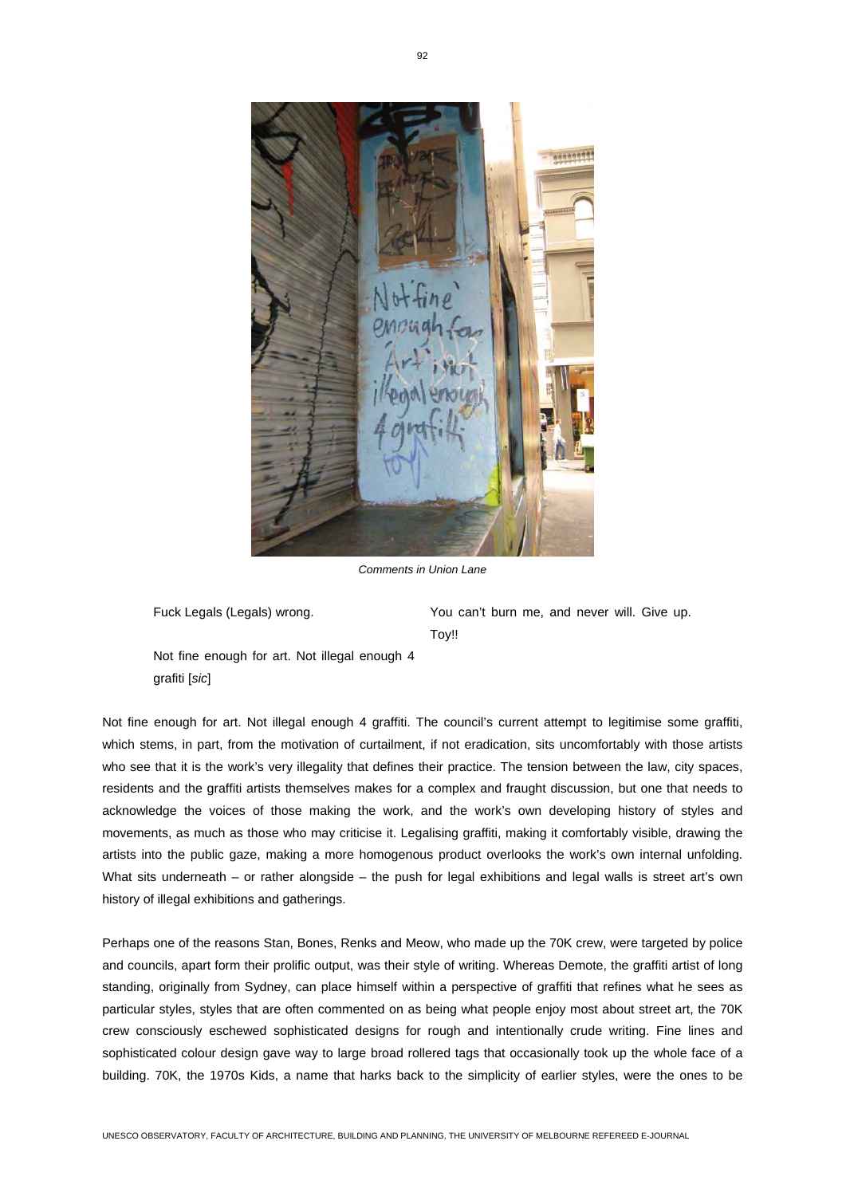*Comments in Union Lane*

Fuck Legals (Legals) wrong.

You can't burn me, and never will. Give up. Toy!!

Not fine enough for art. Not illegal enough 4 grafiti [*sic*]

Not fine enough for art. Not illegal enough 4 graffiti. The council's current attempt to legitimise some graffiti, which stems, in part, from the motivation of curtailment, if not eradication, sits uncomfortably with those artists who see that it is the work's very illegality that defines their practice. The tension between the law, city spaces, residents and the graffiti artists themselves makes for a complex and fraught discussion, but one that needs to acknowledge the voices of those making the work, and the work's own developing history of styles and movements, as much as those who may criticise it. Legalising graffiti, making it comfortably visible, drawing the artists into the public gaze, making a more homogenous product overlooks the work's own internal unfolding. What sits underneath – or rather alongside – the push for legal exhibitions and legal walls is street art's own history of illegal exhibitions and gatherings.

Perhaps one of the reasons Stan, Bones, Renks and Meow, who made up the 70K crew, were targeted by police and councils, apart form their prolific output, was their style of writing. Whereas Demote, the graffiti artist of long standing, originally from Sydney, can place himself within a perspective of graffiti that refines what he sees as particular styles, styles that are often commented on as being what people enjoy most about street art, the 70K crew consciously eschewed sophisticated designs for rough and intentionally crude writing. Fine lines and sophisticated colour design gave way to large broad rollered tags that occasionally took up the whole face of a building. 70K, the 1970s Kids, a name that harks back to the simplicity of earlier styles, were the ones to be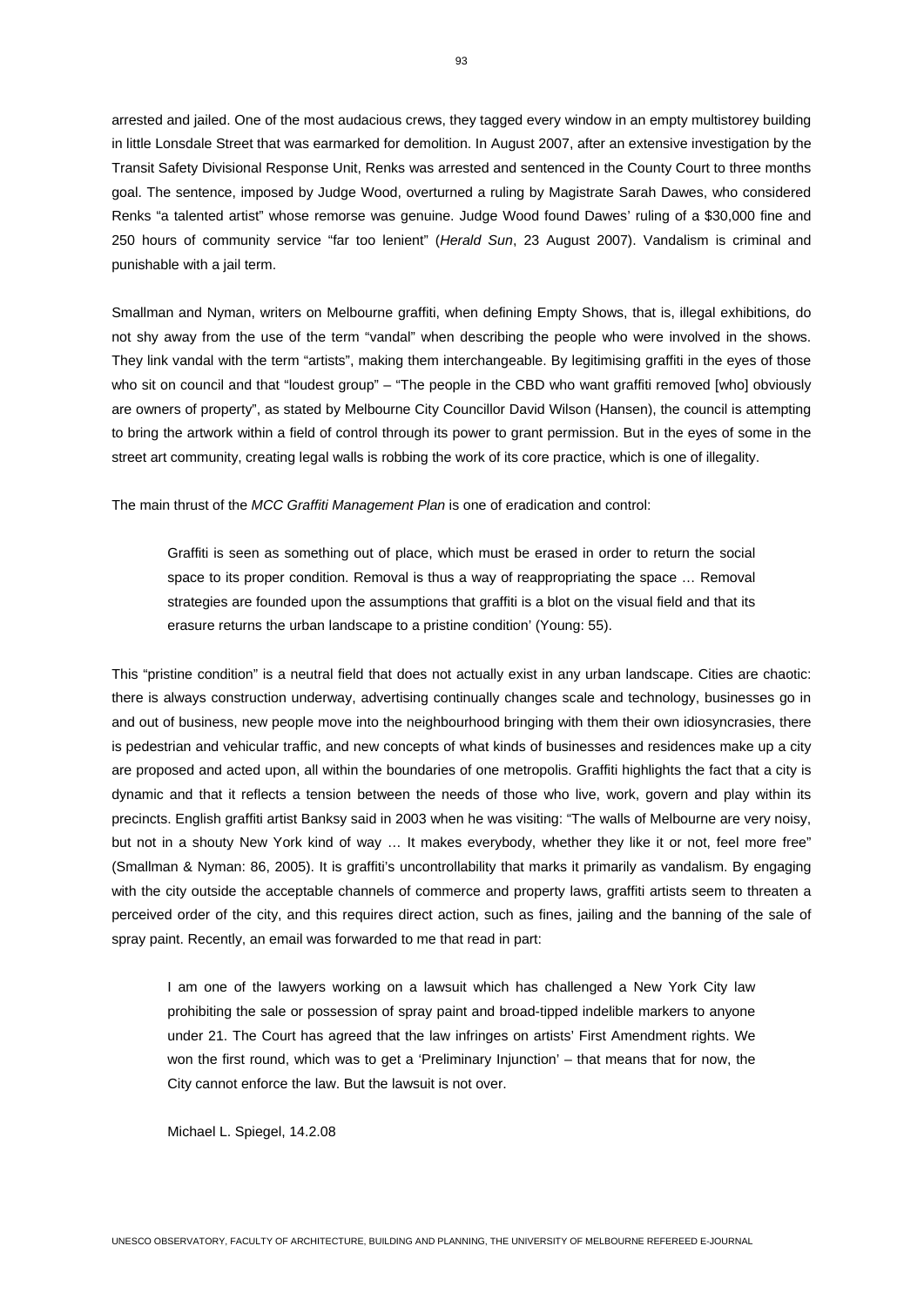arrested and jailed. One of the most audacious crews, they tagged every window in an empty multistorey building in little Lonsdale Street that was earmarked for demolition. In August 2007, after an extensive investigation by the Transit Safety Divisional Response Unit, Renks was arrested and sentenced in the County Court to three months goal. The sentence, imposed by Judge Wood, overturned a ruling by Magistrate Sarah Dawes, who considered Renks "a talented artist" whose remorse was genuine. Judge Wood found Dawes' ruling of a $30,000 fine and 250 hours of community service "far too lenient" (*Herald Sun*, 23 August 2007). Vandalism is criminal and punishable with a jail term.

Smallman and Nyman, writers on Melbourne graffiti, when defining Empty Shows, that is, illegal exhibitions, do not shy away from the use of the term "vandal" when describing the people who were involved in the shows. They link vandal with the term "artists", making them interchangeable. By legitimising graffiti in the eyes of those who sit on council and that "loudest group" – "The people in the CBD who want graffiti removed [who] obviously are owners of property", as stated by Melbourne City Councillor David Wilson (Hansen), the council is attempting to bring the artwork within a field of control through its power to grant permission. But in the eyes of some in the street art community, creating legal walls is robbing the work of its core practice, which is one of illegality.

The main thrust of the *MCC Graffiti Management Plan* is one of eradication and control:

> Graffiti is seen as something out of place, which must be erased in order to return the social space to its proper condition. Removal is thus a way of reappropriating the space … Removal strategies are founded upon the assumptions that graffiti is a blot on the visual field and that its erasure returns the urban landscape to a pristine condition' (Young: 55).

This "pristine condition" is a neutral field that does not actually exist in any urban landscape. Cities are chaotic: there is always construction underway, advertising continually changes scale and technology, businesses go in and out of business, new people move into the neighbourhood bringing with them their own idiosyncrasies, there is pedestrian and vehicular traffic, and new concepts of what kinds of businesses and residences make up a city are proposed and acted upon, all within the boundaries of one metropolis. Graffiti highlights the fact that a city is dynamic and that it reflects a tension between the needs of those who live, work, govern and play within its precincts. English graffiti artist Banksy said in 2003 when he was visiting: "The walls of Melbourne are very noisy, but not in a shouty New York kind of way … It makes everybody, whether they like it or not, feel more free" (Smallman & Nyman: 86, 2005). It is graffiti's uncontrollability that marks it primarily as vandalism. By engaging with the city outside the acceptable channels of commerce and property laws, graffiti artists seem to threaten a perceived order of the city, and this requires direct action, such as fines, jailing and the banning of the sale of spray paint. Recently, an email was forwarded to me that read in part:

> I am one of the lawyers working on a lawsuit which has challenged a New York City law prohibiting the sale or possession of spray paint and broad-tipped indelible markers to anyone under 21. The Court has agreed that the law infringes on artists' First Amendment rights. We won the first round, which was to get a 'Preliminary Injunction' – that means that for now, the City cannot enforce the law. But the lawsuit is not over.
>
> Michael L. Spiegel, 14.2.08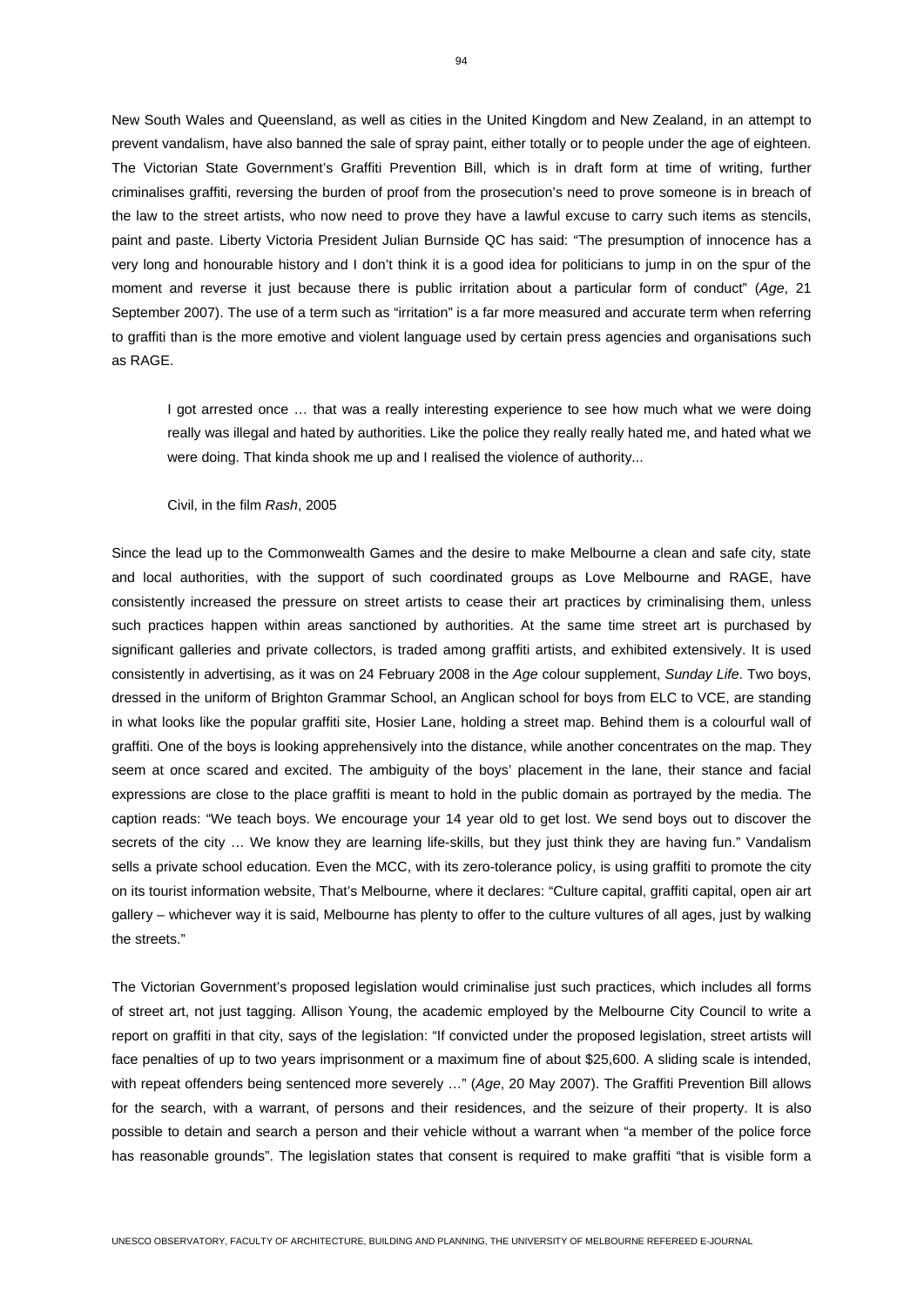New South Wales and Queensland, as well as cities in the United Kingdom and New Zealand, in an attempt to prevent vandalism, have also banned the sale of spray paint, either totally or to people under the age of eighteen. The Victorian State Government's Graffiti Prevention Bill, which is in draft form at time of writing, further criminalises graffiti, reversing the burden of proof from the prosecution's need to prove someone is in breach of the law to the street artists, who now need to prove they have a lawful excuse to carry such items as stencils, paint and paste. Liberty Victoria President Julian Burnside QC has said: "The presumption of innocence has a very long and honourable history and I don't think it is a good idea for politicians to jump in on the spur of the moment and reverse it just because there is public irritation about a particular form of conduct" (*Age*, 21 September 2007). The use of a term such as "irritation" is a far more measured and accurate term when referring to graffiti than is the more emotive and violent language used by certain press agencies and organisations such as RAGE.

> I got arrested once … that was a really interesting experience to see how much what we were doing really was illegal and hated by authorities. Like the police they really really hated me, and hated what we were doing. That kinda shook me up and I realised the violence of authority...
>
> Civil, in the film *Rash*, 2005

Since the lead up to the Commonwealth Games and the desire to make Melbourne a clean and safe city, state and local authorities, with the support of such coordinated groups as Love Melbourne and RAGE, have consistently increased the pressure on street artists to cease their art practices by criminalising them, unless such practices happen within areas sanctioned by authorities. At the same time street art is purchased by significant galleries and private collectors, is traded among graffiti artists, and exhibited extensively. It is used consistently in advertising, as it was on 24 February 2008 in the *Age* colour supplement, *Sunday Life*. Two boys, dressed in the uniform of Brighton Grammar School, an Anglican school for boys from ELC to VCE, are standing in what looks like the popular graffiti site, Hosier Lane, holding a street map. Behind them is a colourful wall of graffiti. One of the boys is looking apprehensively into the distance, while another concentrates on the map. They seem at once scared and excited. The ambiguity of the boys' placement in the lane, their stance and facial expressions are close to the place graffiti is meant to hold in the public domain as portrayed by the media. The caption reads: "We teach boys. We encourage your 14 year old to get lost. We send boys out to discover the secrets of the city … We know they are learning life-skills, but they just think they are having fun." Vandalism sells a private school education. Even the MCC, with its zero-tolerance policy, is using graffiti to promote the city on its tourist information website, That's Melbourne, where it declares: "Culture capital, graffiti capital, open air art gallery – whichever way it is said, Melbourne has plenty to offer to the culture vultures of all ages, just by walking the streets."

The Victorian Government's proposed legislation would criminalise just such practices, which includes all forms of street art, not just tagging. Allison Young, the academic employed by the Melbourne City Council to write a report on graffiti in that city, says of the legislation: "If convicted under the proposed legislation, street artists will face penalties of up to two years imprisonment or a maximum fine of about $25,600. A sliding scale is intended, with repeat offenders being sentenced more severely …" (*Age*, 20 May 2007). The Graffiti Prevention Bill allows for the search, with a warrant, of persons and their residences, and the seizure of their property. It is also possible to detain and search a person and their vehicle without a warrant when "a member of the police force has reasonable grounds". The legislation states that consent is required to make graffiti "that is visible form a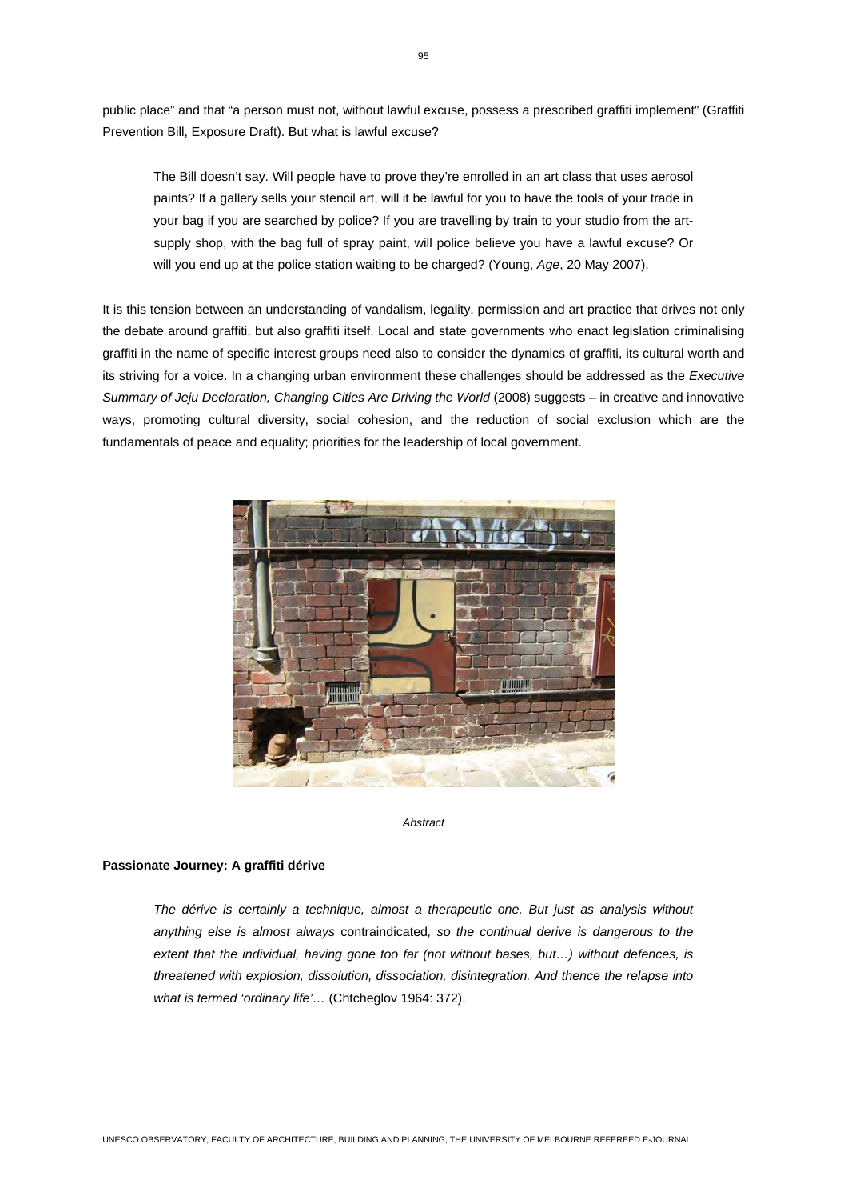public place" and that "a person must not, without lawful excuse, possess a prescribed graffiti implement" (Graffiti Prevention Bill, Exposure Draft). But what is lawful excuse?

> The Bill doesn't say. Will people have to prove they're enrolled in an art class that uses aerosol paints? If a gallery sells your stencil art, will it be lawful for you to have the tools of your trade in your bag if you are searched by police? If you are travelling by train to your studio from the art-supply shop, with the bag full of spray paint, will police believe you have a lawful excuse? Or will you end up at the police station waiting to be charged? (Young, *Age*, 20 May 2007).

It is this tension between an understanding of vandalism, legality, permission and art practice that drives not only the debate around graffiti, but also graffiti itself. Local and state governments who enact legislation criminalising graffiti in the name of specific interest groups need also to consider the dynamics of graffiti, its cultural worth and its striving for a voice. In a changing urban environment these challenges should be addressed as the *Executive Summary of Jeju Declaration, Changing Cities Are Driving the World* (2008) suggests – in creative and innovative ways, promoting cultural diversity, social cohesion, and the reduction of social exclusion which are the fundamentals of peace and equality; priorities for the leadership of local government.

*Abstract*

**Passionate Journey: A graffiti dérive**

> *The dérive is certainly a technique, almost a therapeutic one. But just as analysis without anything else is almost always* contraindicated*, so the continual derive is dangerous to the extent that the individual, having gone too far (not without bases, but…) without defences, is threatened with explosion, dissolution, dissociation, disintegration. And thence the relapse into what is termed 'ordinary life'…* (Chtcheglov 1964: 372).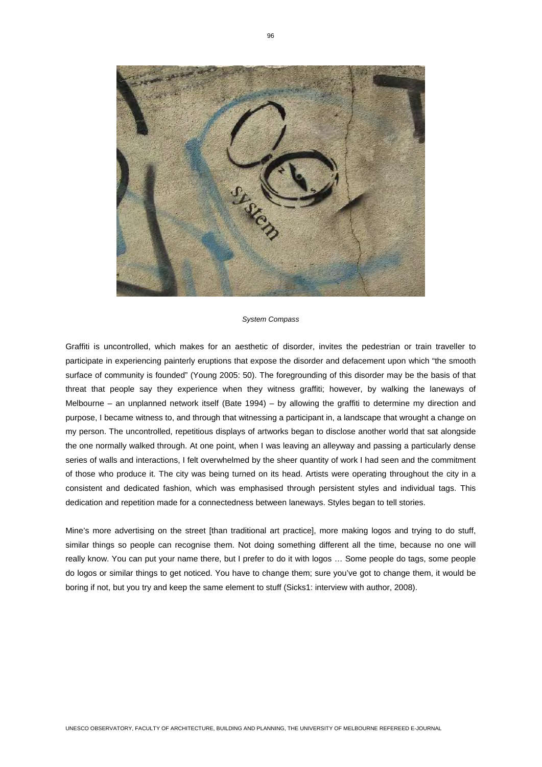*System Compass*

Graffiti is uncontrolled, which makes for an aesthetic of disorder, invites the pedestrian or train traveller to participate in experiencing painterly eruptions that expose the disorder and defacement upon which "the smooth surface of community is founded" (Young 2005: 50). The foregrounding of this disorder may be the basis of that threat that people say they experience when they witness graffiti; however, by walking the laneways of Melbourne – an unplanned network itself (Bate 1994) – by allowing the graffiti to determine my direction and purpose, I became witness to, and through that witnessing a participant in, a landscape that wrought a change on my person. The uncontrolled, repetitious displays of artworks began to disclose another world that sat alongside the one normally walked through. At one point, when I was leaving an alleyway and passing a particularly dense series of walls and interactions, I felt overwhelmed by the sheer quantity of work I had seen and the commitment of those who produce it. The city was being turned on its head. Artists were operating throughout the city in a consistent and dedicated fashion, which was emphasised through persistent styles and individual tags. This dedication and repetition made for a connectedness between laneways. Styles began to tell stories.

Mine's more advertising on the street [than traditional art practice], more making logos and trying to do stuff, similar things so people can recognise them. Not doing something different all the time, because no one will really know. You can put your name there, but I prefer to do it with logos … Some people do tags, some people do logos or similar things to get noticed. You have to change them; sure you've got to change them, it would be boring if not, but you try and keep the same element to stuff (Sicks1: interview with author, 2008).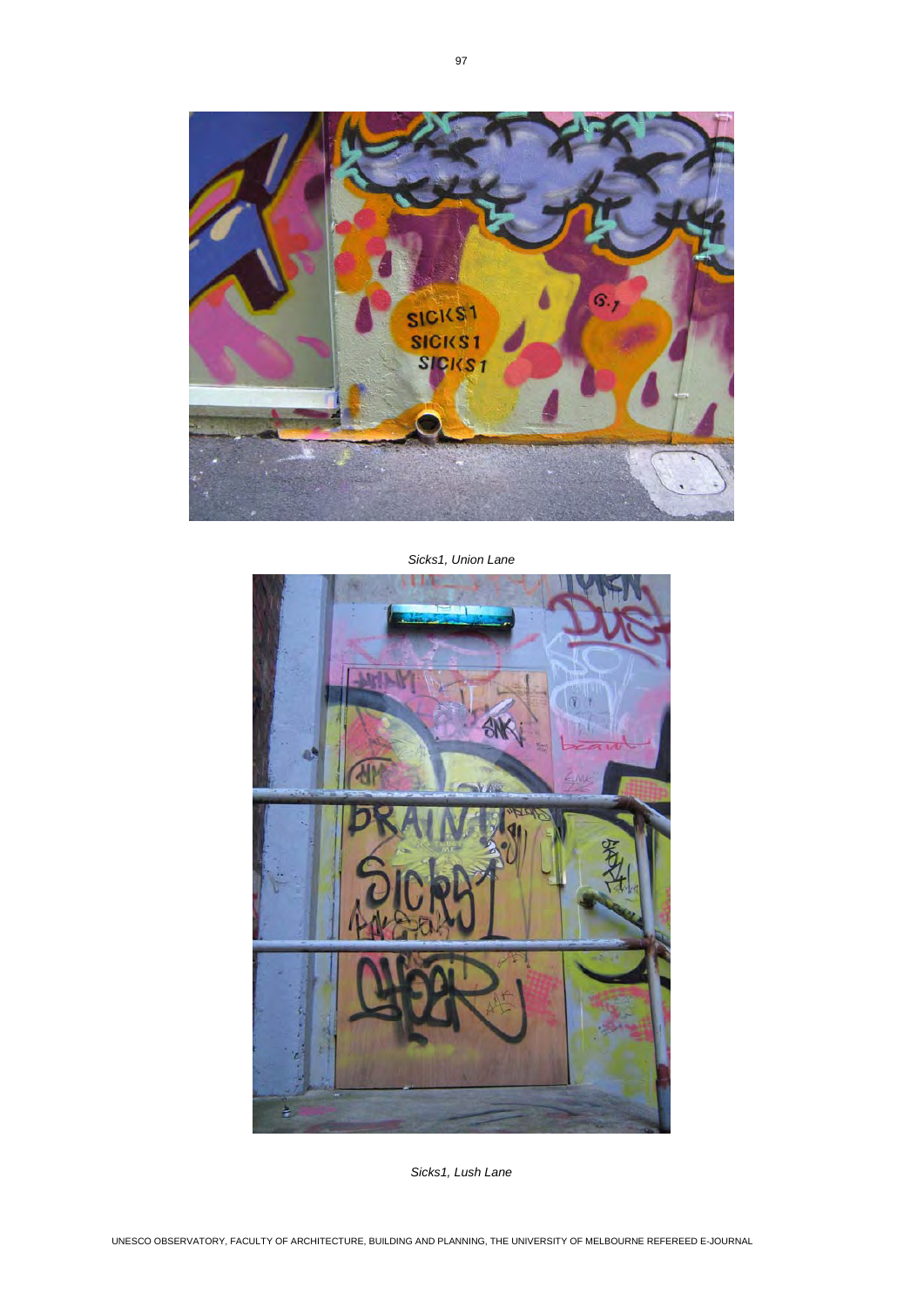*Sicks1, Union Lane*

*Sicks1, Lush Lane*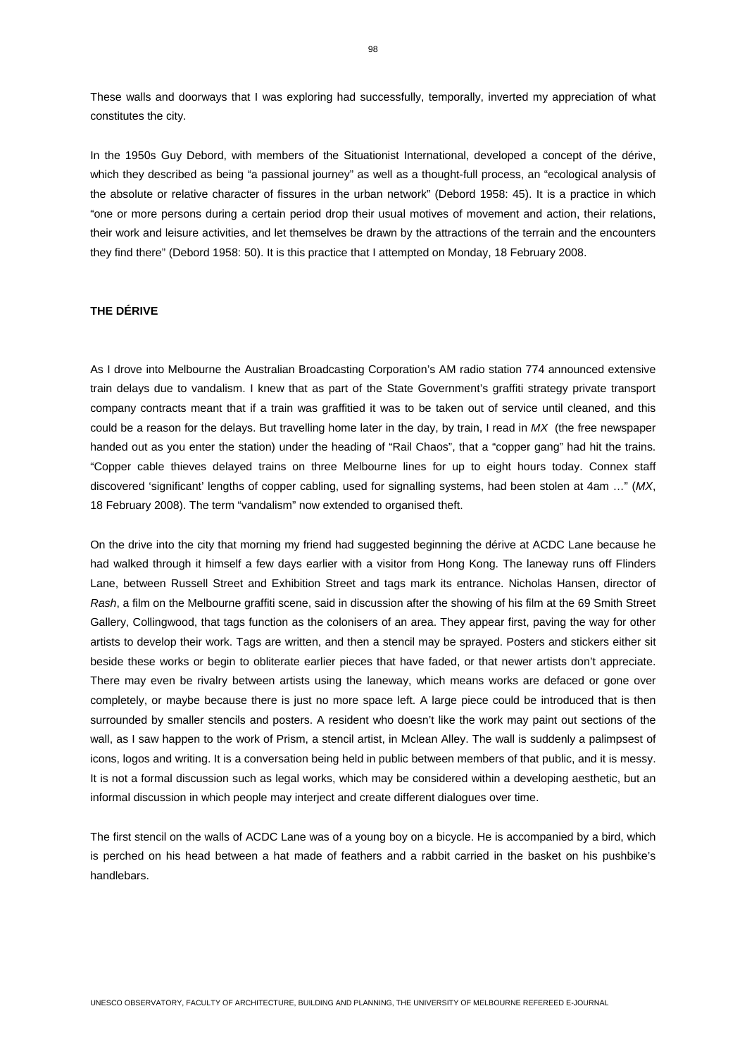These walls and doorways that I was exploring had successfully, temporally, inverted my appreciation of what constitutes the city.

In the 1950s Guy Debord, with members of the Situationist International, developed a concept of the dérive, which they described as being "a passional journey" as well as a thought-full process, an "ecological analysis of the absolute or relative character of fissures in the urban network" (Debord 1958: 45). It is a practice in which "one or more persons during a certain period drop their usual motives of movement and action, their relations, their work and leisure activities, and let themselves be drawn by the attractions of the terrain and the encounters they find there" (Debord 1958: 50). It is this practice that I attempted on Monday, 18 February 2008.

**THE DÉRIVE**

As I drove into Melbourne the Australian Broadcasting Corporation's AM radio station 774 announced extensive train delays due to vandalism. I knew that as part of the State Government's graffiti strategy private transport company contracts meant that if a train was graffitied it was to be taken out of service until cleaned, and this could be a reason for the delays. But travelling home later in the day, by train, I read in *MX* (the free newspaper handed out as you enter the station) under the heading of "Rail Chaos", that a "copper gang" had hit the trains. "Copper cable thieves delayed trains on three Melbourne lines for up to eight hours today. Connex staff discovered 'significant' lengths of copper cabling, used for signalling systems, had been stolen at 4am …" (*MX*, 18 February 2008). The term "vandalism" now extended to organised theft.

On the drive into the city that morning my friend had suggested beginning the dérive at ACDC Lane because he had walked through it himself a few days earlier with a visitor from Hong Kong. The laneway runs off Flinders Lane, between Russell Street and Exhibition Street and tags mark its entrance. Nicholas Hansen, director of *Rash*, a film on the Melbourne graffiti scene, said in discussion after the showing of his film at the 69 Smith Street Gallery, Collingwood, that tags function as the colonisers of an area. They appear first, paving the way for other artists to develop their work. Tags are written, and then a stencil may be sprayed. Posters and stickers either sit beside these works or begin to obliterate earlier pieces that have faded, or that newer artists don't appreciate. There may even be rivalry between artists using the laneway, which means works are defaced or gone over completely, or maybe because there is just no more space left. A large piece could be introduced that is then surrounded by smaller stencils and posters. A resident who doesn't like the work may paint out sections of the wall, as I saw happen to the work of Prism, a stencil artist, in Mclean Alley. The wall is suddenly a palimpsest of icons, logos and writing. It is a conversation being held in public between members of that public, and it is messy. It is not a formal discussion such as legal works, which may be considered within a developing aesthetic, but an informal discussion in which people may interject and create different dialogues over time.

The first stencil on the walls of ACDC Lane was of a young boy on a bicycle. He is accompanied by a bird, which is perched on his head between a hat made of feathers and a rabbit carried in the basket on his pushbike's handlebars.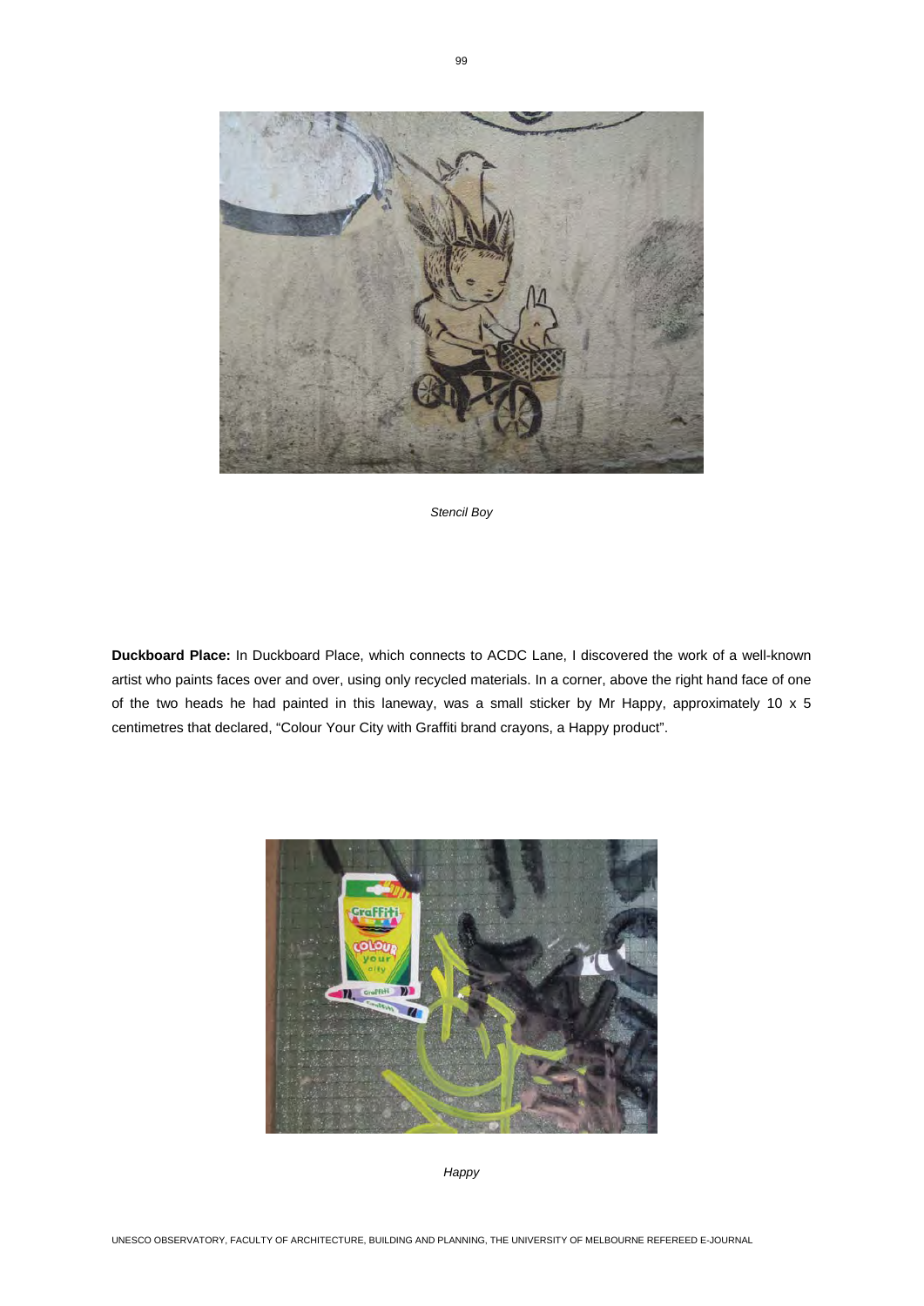*Stencil Boy*

**Duckboard Place:** In Duckboard Place, which connects to ACDC Lane, I discovered the work of a well-known artist who paints faces over and over, using only recycled materials. In a corner, above the right hand face of one of the two heads he had painted in this laneway, was a small sticker by Mr Happy, approximately 10 x 5 centimetres that declared, “Colour Your City with Graffiti brand crayons, a Happy product”.

*Happy*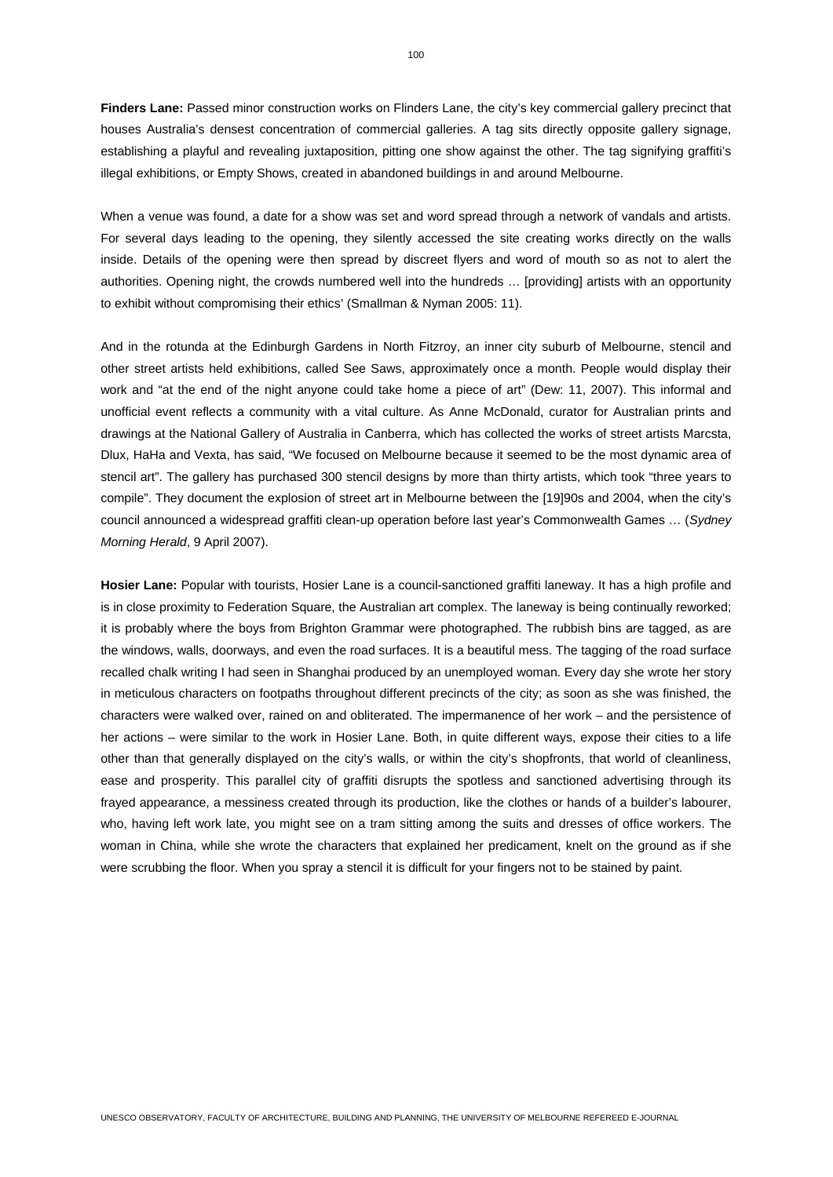**Finders Lane:** Passed minor construction works on Flinders Lane, the city's key commercial gallery precinct that houses Australia's densest concentration of commercial galleries. A tag sits directly opposite gallery signage, establishing a playful and revealing juxtaposition, pitting one show against the other. The tag signifying graffiti's illegal exhibitions, or Empty Shows, created in abandoned buildings in and around Melbourne.

When a venue was found, a date for a show was set and word spread through a network of vandals and artists. For several days leading to the opening, they silently accessed the site creating works directly on the walls inside. Details of the opening were then spread by discreet flyers and word of mouth so as not to alert the authorities. Opening night, the crowds numbered well into the hundreds … [providing] artists with an opportunity to exhibit without compromising their ethics' (Smallman & Nyman 2005: 11).

And in the rotunda at the Edinburgh Gardens in North Fitzroy, an inner city suburb of Melbourne, stencil and other street artists held exhibitions, called See Saws, approximately once a month. People would display their work and "at the end of the night anyone could take home a piece of art" (Dew: 11, 2007). This informal and unofficial event reflects a community with a vital culture. As Anne McDonald, curator for Australian prints and drawings at the National Gallery of Australia in Canberra, which has collected the works of street artists Marcsta, Dlux, HaHa and Vexta, has said, "We focused on Melbourne because it seemed to be the most dynamic area of stencil art". The gallery has purchased 300 stencil designs by more than thirty artists, which took "three years to compile". They document the explosion of street art in Melbourne between the [19]90s and 2004, when the city's council announced a widespread graffiti clean-up operation before last year's Commonwealth Games … (*Sydney Morning Herald*, 9 April 2007).

**Hosier Lane:** Popular with tourists, Hosier Lane is a council-sanctioned graffiti laneway. It has a high profile and is in close proximity to Federation Square, the Australian art complex. The laneway is being continually reworked; it is probably where the boys from Brighton Grammar were photographed. The rubbish bins are tagged, as are the windows, walls, doorways, and even the road surfaces. It is a beautiful mess. The tagging of the road surface recalled chalk writing I had seen in Shanghai produced by an unemployed woman. Every day she wrote her story in meticulous characters on footpaths throughout different precincts of the city; as soon as she was finished, the characters were walked over, rained on and obliterated. The impermanence of her work – and the persistence of her actions – were similar to the work in Hosier Lane. Both, in quite different ways, expose their cities to a life other than that generally displayed on the city's walls, or within the city's shopfronts, that world of cleanliness, ease and prosperity. This parallel city of graffiti disrupts the spotless and sanctioned advertising through its frayed appearance, a messiness created through its production, like the clothes or hands of a builder's labourer, who, having left work late, you might see on a tram sitting among the suits and dresses of office workers. The woman in China, while she wrote the characters that explained her predicament, knelt on the ground as if she were scrubbing the floor. When you spray a stencil it is difficult for your fingers not to be stained by paint.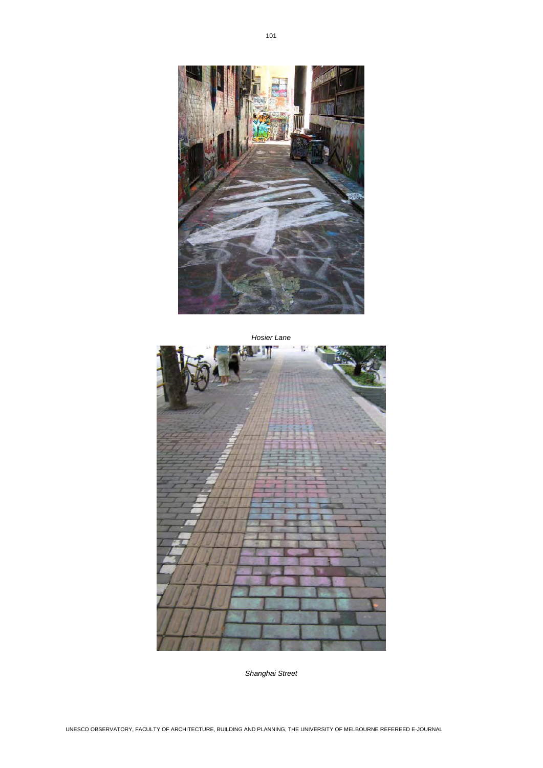*Hosier Lane*

*Shanghai Street*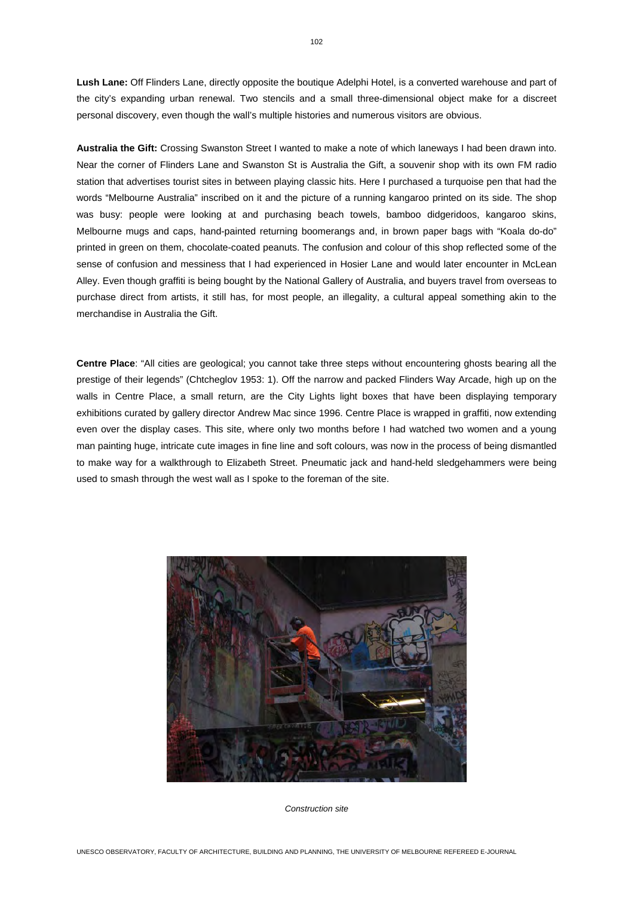**Lush Lane:** Off Flinders Lane, directly opposite the boutique Adelphi Hotel, is a converted warehouse and part of the city's expanding urban renewal. Two stencils and a small three-dimensional object make for a discreet personal discovery, even though the wall's multiple histories and numerous visitors are obvious.

**Australia the Gift:** Crossing Swanston Street I wanted to make a note of which laneways I had been drawn into. Near the corner of Flinders Lane and Swanston St is Australia the Gift, a souvenir shop with its own FM radio station that advertises tourist sites in between playing classic hits. Here I purchased a turquoise pen that had the words "Melbourne Australia" inscribed on it and the picture of a running kangaroo printed on its side. The shop was busy: people were looking at and purchasing beach towels, bamboo didgeridoos, kangaroo skins, Melbourne mugs and caps, hand-painted returning boomerangs and, in brown paper bags with "Koala do-do" printed in green on them, chocolate-coated peanuts. The confusion and colour of this shop reflected some of the sense of confusion and messiness that I had experienced in Hosier Lane and would later encounter in McLean Alley. Even though graffiti is being bought by the National Gallery of Australia, and buyers travel from overseas to purchase direct from artists, it still has, for most people, an illegality, a cultural appeal something akin to the merchandise in Australia the Gift.

**Centre Place**: "All cities are geological; you cannot take three steps without encountering ghosts bearing all the prestige of their legends" (Chtcheglov 1953: 1). Off the narrow and packed Flinders Way Arcade, high up on the walls in Centre Place, a small return, are the City Lights light boxes that have been displaying temporary exhibitions curated by gallery director Andrew Mac since 1996. Centre Place is wrapped in graffiti, now extending even over the display cases. This site, where only two months before I had watched two women and a young man painting huge, intricate cute images in fine line and soft colours, was now in the process of being dismantled to make way for a walkthrough to Elizabeth Street. Pneumatic jack and hand-held sledgehammers were being used to smash through the west wall as I spoke to the foreman of the site.

*Construction site*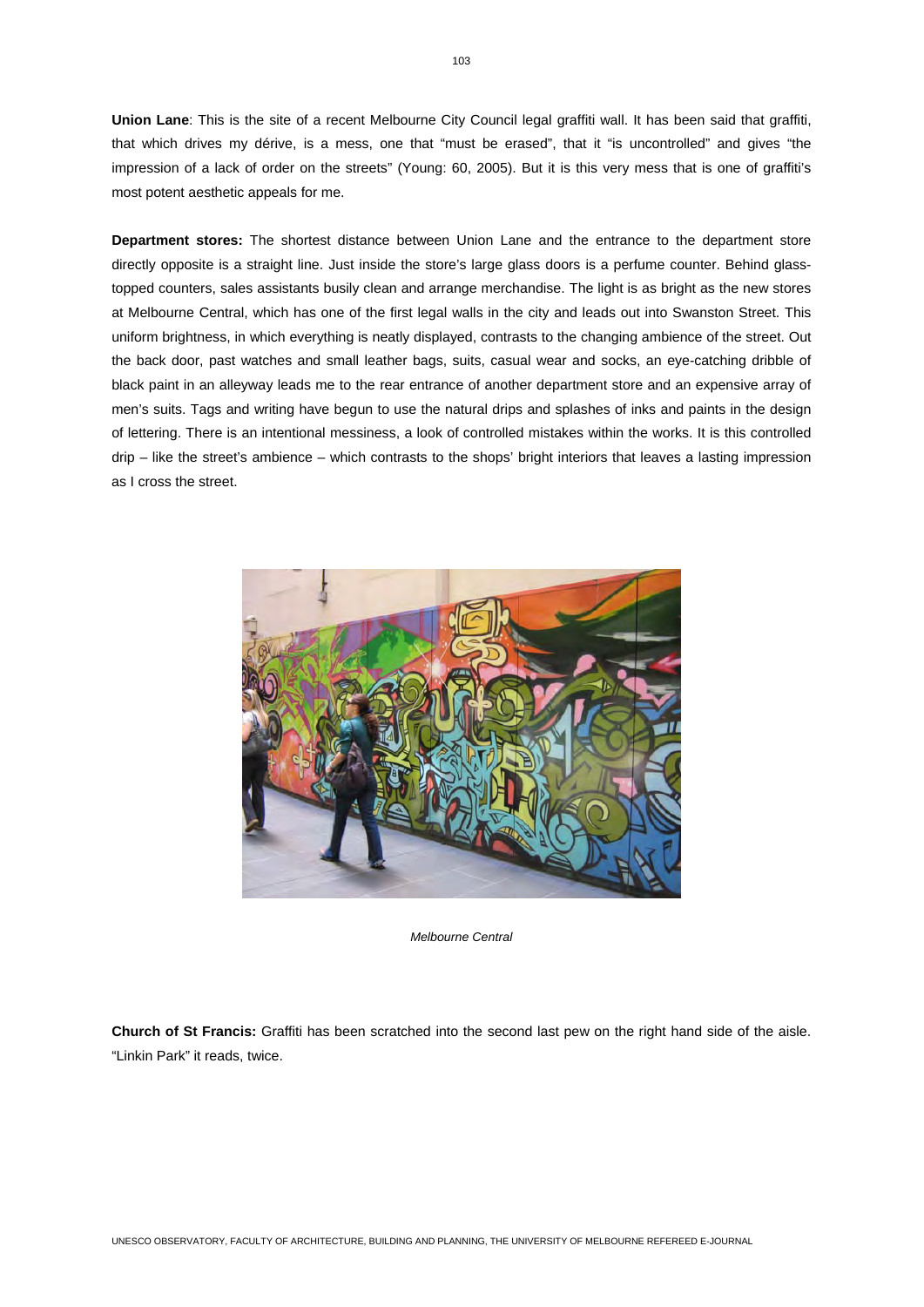**Union Lane**: This is the site of a recent Melbourne City Council legal graffiti wall. It has been said that graffiti, that which drives my dérive, is a mess, one that "must be erased", that it "is uncontrolled" and gives "the impression of a lack of order on the streets" (Young: 60, 2005). But it is this very mess that is one of graffiti's most potent aesthetic appeals for me.

**Department stores:** The shortest distance between Union Lane and the entrance to the department store directly opposite is a straight line. Just inside the store's large glass doors is a perfume counter. Behind glass-topped counters, sales assistants busily clean and arrange merchandise. The light is as bright as the new stores at Melbourne Central, which has one of the first legal walls in the city and leads out into Swanston Street. This uniform brightness, in which everything is neatly displayed, contrasts to the changing ambience of the street. Out the back door, past watches and small leather bags, suits, casual wear and socks, an eye-catching dribble of black paint in an alleyway leads me to the rear entrance of another department store and an expensive array of men's suits. Tags and writing have begun to use the natural drips and splashes of inks and paints in the design of lettering. There is an intentional messiness, a look of controlled mistakes within the works. It is this controlled drip – like the street's ambience – which contrasts to the shops' bright interiors that leaves a lasting impression as I cross the street.

*Melbourne Central*

**Church of St Francis:** Graffiti has been scratched into the second last pew on the right hand side of the aisle. "Linkin Park" it reads, twice.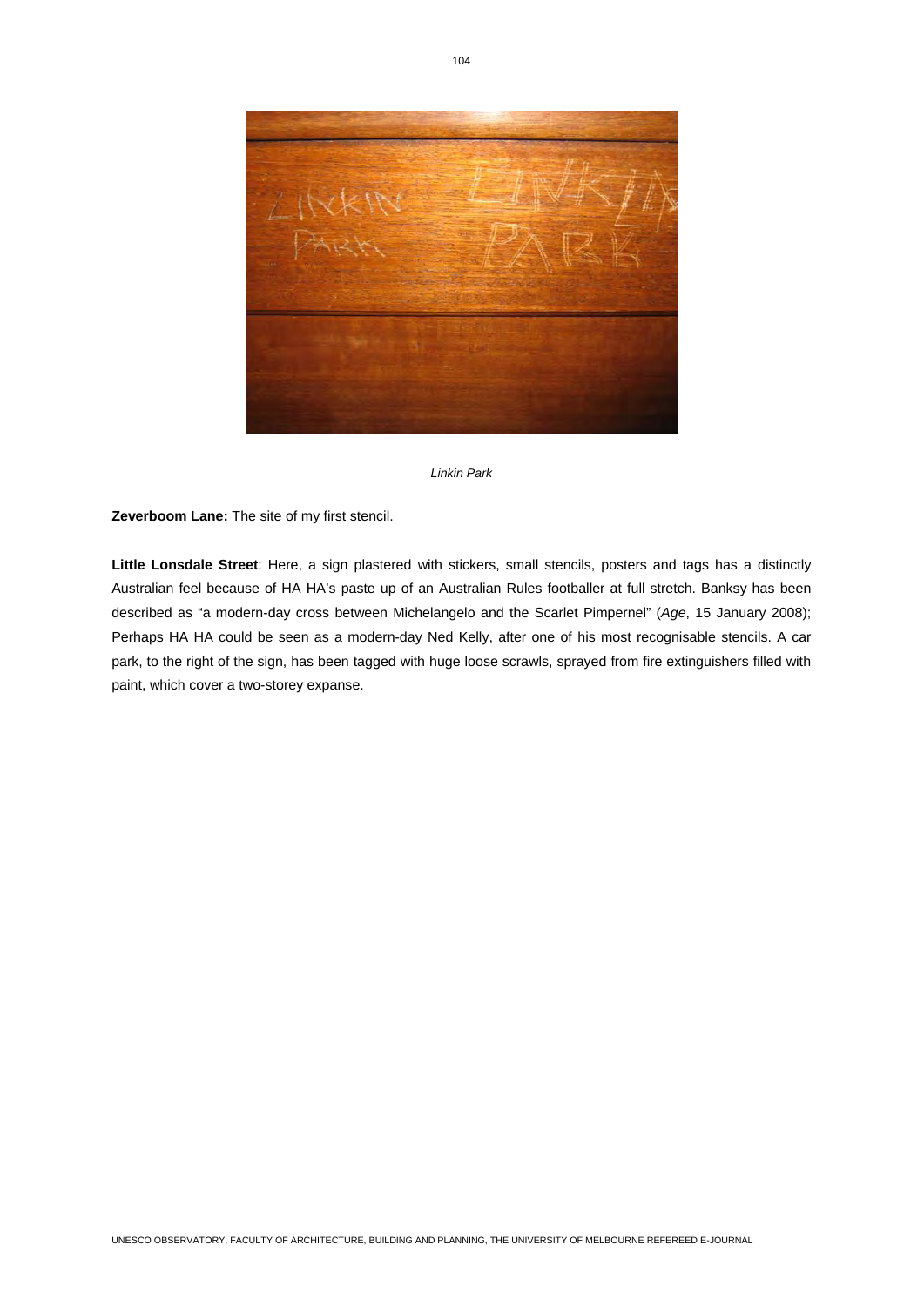*Linkin Park*

**Zeverboom Lane:** The site of my first stencil.

**Little Lonsdale Street**: Here, a sign plastered with stickers, small stencils, posters and tags has a distinctly Australian feel because of HA HA's paste up of an Australian Rules footballer at full stretch. Banksy has been described as "a modern-day cross between Michelangelo and the Scarlet Pimpernel" (*Age*, 15 January 2008); Perhaps HA HA could be seen as a modern-day Ned Kelly, after one of his most recognisable stencils. A car park, to the right of the sign, has been tagged with huge loose scrawls, sprayed from fire extinguishers filled with paint, which cover a two-storey expanse.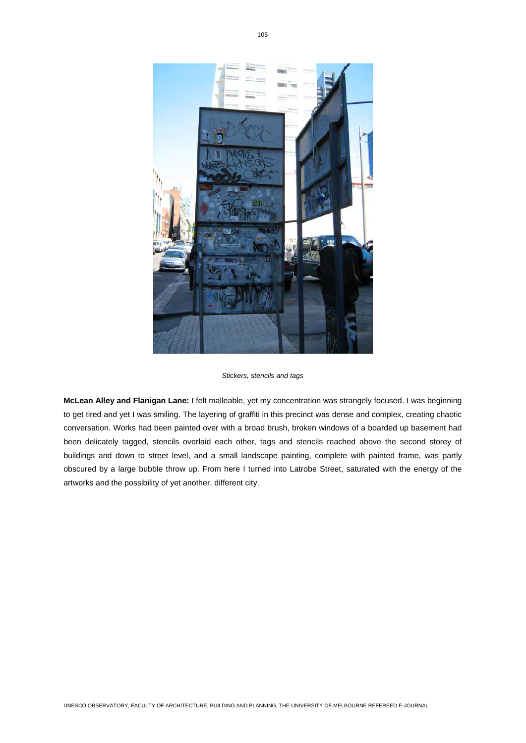*Stickers, stencils and tags*

**McLean Alley and Flanigan Lane:** I felt malleable, yet my concentration was strangely focused. I was beginning to get tired and yet I was smiling. The layering of graffiti in this precinct was dense and complex, creating chaotic conversation. Works had been painted over with a broad brush, broken windows of a boarded up basement had been delicately tagged, stencils overlaid each other, tags and stencils reached above the second storey of buildings and down to street level, and a small landscape painting, complete with painted frame, was partly obscured by a large bubble throw up. From here I turned into Latrobe Street, saturated with the energy of the artworks and the possibility of yet another, different city.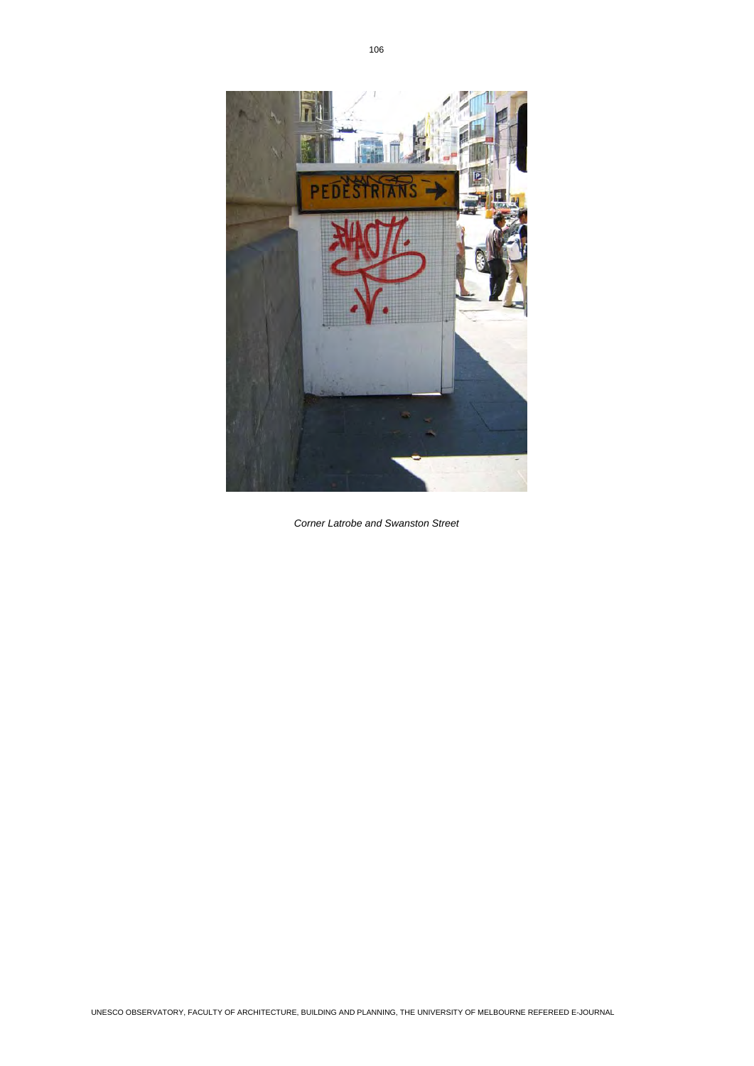*Corner Latrobe and Swanston Street*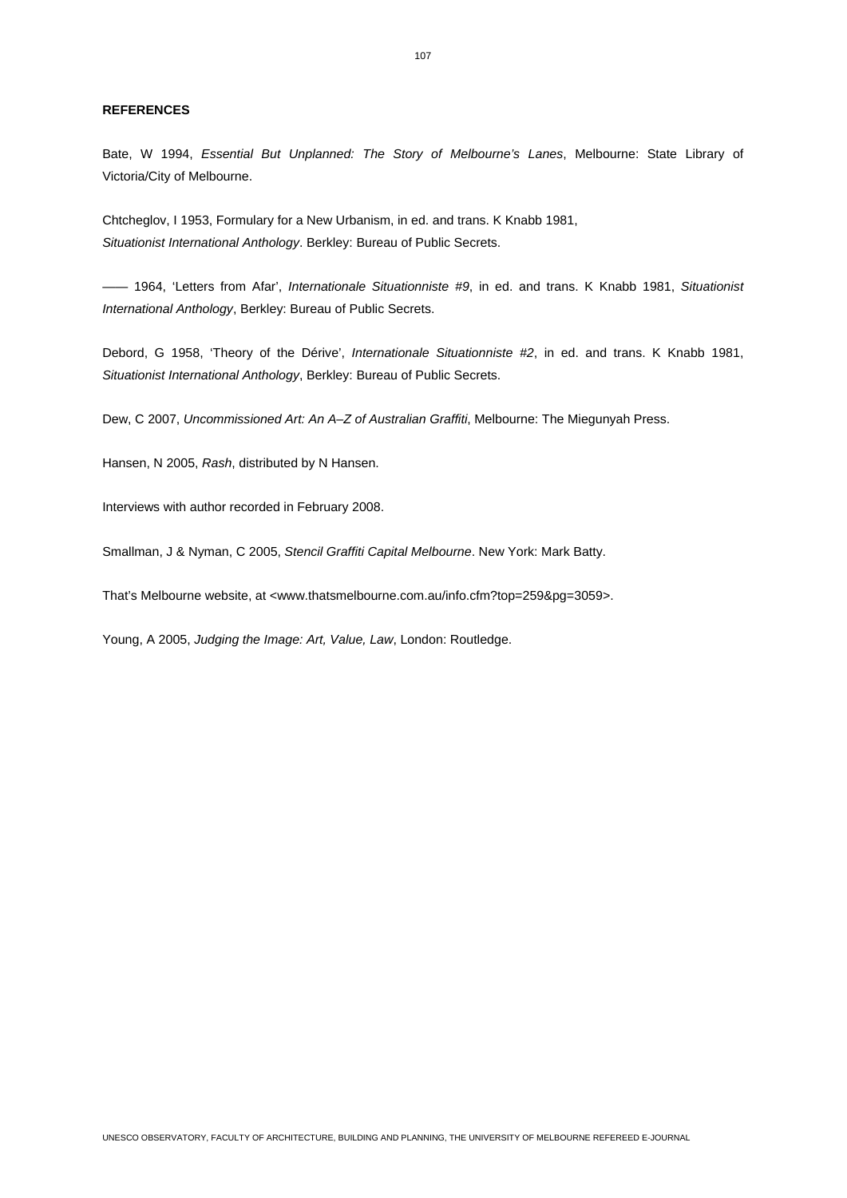**REFERENCES**

Bate, W 1994, *Essential But Unplanned: The Story of Melbourne's Lanes*, Melbourne: State Library of Victoria/City of Melbourne.

Chtcheglov, I 1953, Formulary for a New Urbanism, in ed. and trans. K Knabb 1981, *Situationist International Anthology*. Berkley: Bureau of Public Secrets.

—— 1964, 'Letters from Afar', *Internationale Situationniste #9*, in ed. and trans. K Knabb 1981, *Situationist International Anthology*, Berkley: Bureau of Public Secrets.

Debord, G 1958, 'Theory of the Dérive', *Internationale Situationniste #2*, in ed. and trans. K Knabb 1981, *Situationist International Anthology*, Berkley: Bureau of Public Secrets.

Dew, C 2007, *Uncommissioned Art: An A–Z of Australian Graffiti*, Melbourne: The Miegunyah Press.

Hansen, N 2005, *Rash*, distributed by N Hansen.

Interviews with author recorded in February 2008.

Smallman, J & Nyman, C 2005, *Stencil Graffiti Capital Melbourne*. New York: Mark Batty.

That's Melbourne website, at <www.thatsmelbourne.com.au/info.cfm?top=259&pg=3059>.

Young, A 2005, *Judging the Image: Art, Value, Law*, London: Routledge.